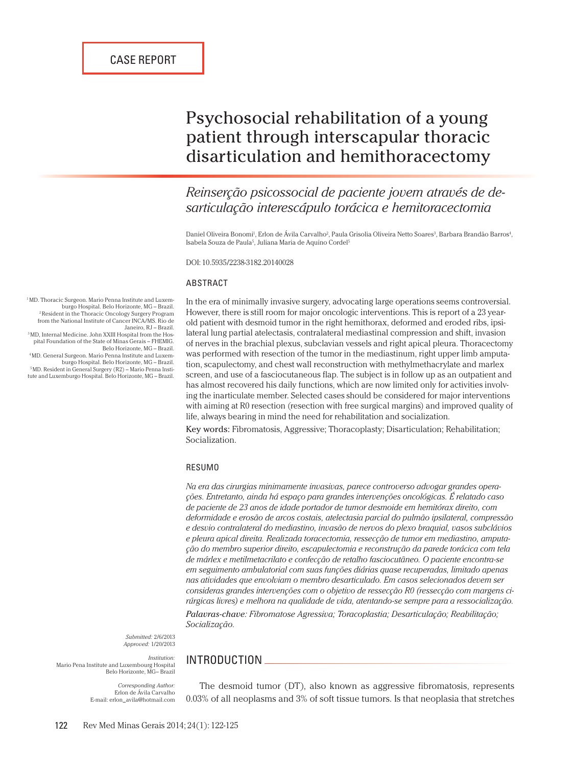CASE REPORT

# Psychosocial rehabilitation of a young patient through interscapular thoracic disarticulation and hemithoracectomy

## *Reinserção psicossocial de paciente jovem através de desarticulação interescápulo torácica e hemitoracectomia*

Daniel Oliveira Bonomi[1], Erlon de Ávila Carvalho[2], Paula Grisolia Oliveira Netto Soares[3], Barbara Brandão Barros[4], Isabela Souza de Paula[5], Juliana Maria de Aquino Cordel[5]

DOI: 10.5935/2238-3182.20140028

[1] MD. Thoracic Surgeon. Mario Penna Institute and Luxemburgo Hospital. Belo Horizonte, MG – Brazil.
[2] Resident in the Thoracic Oncology Surgery Program from the National Institute of Cancer INCA/MS. Rio de Janeiro, RJ – Brazil.
[3] MD, Internal Medicine. John XXIII Hospital from the Hospital Foundation of the State of Minas Gerais – FHEMIG. Belo Horizonte, MG – Brazil.
[4] MD. General Surgeon. Mario Penna Institute and Luxemburgo Hospital. Belo Horizonte, MG – Brazil.
[5] MD. Resident in General Surgery (R2) – Mario Penna Institute and Luxemburgo Hospital. Belo Horizonte, MG – Brazil.

### ABSTRACT

In the era of minimally invasive surgery, advocating large operations seems controversial. However, there is still room for major oncologic interventions. This is report of a 23 year-old patient with desmoid tumor in the right hemithorax, deformed and eroded ribs, ipsilateral lung partial atelectasis, contralateral mediastinal compression and shift, invasion of nerves in the brachial plexus, subclavian vessels and right apical pleura. Thoracectomy was performed with resection of the tumor in the mediastinum, right upper limb amputation, scapulectomy, and chest wall reconstruction with methylmethacrylate and marlex screen, and use of a fasciocutaneous flap. The subject is in follow up as an outpatient and has almost recovered his daily functions, which are now limited only for activities involving the inarticulate member. Selected cases should be considered for major interventions with aiming at R0 resection (resection with free surgical margins) and improved quality of life, always bearing in mind the need for rehabilitation and socialization.

**Key words:** Fibromatosis, Aggressive; Thoracoplasty; Disarticulation; Rehabilitation; Socialization.

### RESUMO

*Na era das cirurgias minimamente invasivas, parece controverso advogar grandes operações. Entretanto, ainda há espaço para grandes intervenções oncológicas. É relatado caso de paciente de 23 anos de idade portador de tumor desmoide em hemitórax direito, com deformidade e erosão de arcos costais, atelectasia parcial do pulmão ipsilateral, compressão e desvio contralateral do mediastino, invasão de nervos do plexo braquial, vasos subclávios e pleura apical direita. Realizada toracectomia, ressecção de tumor em mediastino, amputação do membro superior direito, escapulectomia e reconstrução da parede torácica com tela de márlex e metilmetacrilato e confecção de retalho fasciocutâneo. O paciente encontra-se em seguimento ambulatorial com suas funções diárias quase recuperadas, limitado apenas nas atividades que envolviam o membro desarticulado. Em casos selecionados devem ser consideras grandes intervenções com o objetivo de ressecção R0 (ressecção com margens cirúrgicas livres) e melhora na qualidade de vida, atentando-se sempre para a ressocialização.*

***Palavras-chave:*** *Fibromatose Agressiva; Toracoplastia; Desarticulação; Reabilitação; Socialização.*

*Submitted:* 2/6/2013
*Approved:* 1/20/2013

*Institution:*
Mario Pena Institute and Luxembourg Hospital
Belo Horizonte, MG– Brazil

*Corresponding Author:*
Erlon de Ávila Carvalho
E-mail: erlon_avila@hotmail.com

## INTRODUCTION

The desmoid tumor (DT), also known as aggressive fibromatosis, represents 0.03% of all neoplasms and 3% of soft tissue tumors. Is that neoplasia that stretches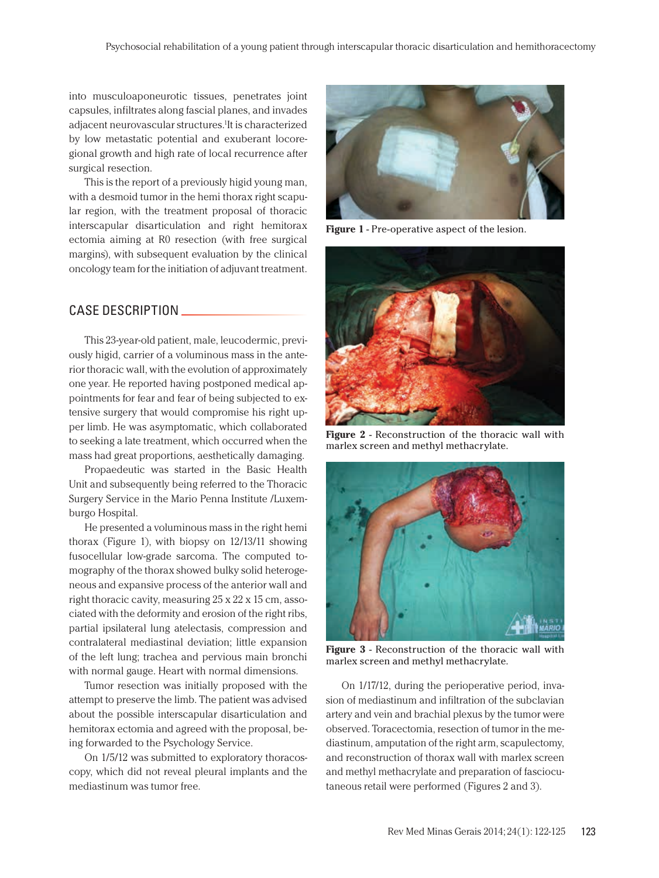into musculoaponeurotic tissues, penetrates joint capsules, infiltrates along fascial planes, and invades adjacent neurovascular structures.[1] It is characterized by low metastatic potential and exuberant locoregional growth and high rate of local recurrence after surgical resection.

This is the report of a previously higid young man, with a desmoid tumor in the hemi thorax right scapular region, with the treatment proposal of thoracic interscapular disarticulation and right hemitorax ectomia aiming at R0 resection (with free surgical margins), with subsequent evaluation by the clinical oncology team for the initiation of adjuvant treatment.

## CASE DESCRIPTION

This 23-year-old patient, male, leucodermic, previously higid, carrier of a voluminous mass in the anterior thoracic wall, with the evolution of approximately one year. He reported having postponed medical appointments for fear and fear of being subjected to extensive surgery that would compromise his right upper limb. He was asymptomatic, which collaborated to seeking a late treatment, which occurred when the mass had great proportions, aesthetically damaging.

Propaedeutic was started in the Basic Health Unit and subsequently being referred to the Thoracic Surgery Service in the Mario Penna Institute /Luxemburgo Hospital.

He presented a voluminous mass in the right hemi thorax (Figure 1), with biopsy on 12/13/11 showing fusocellular low-grade sarcoma. The computed tomography of the thorax showed bulky solid heterogeneous and expansive process of the anterior wall and right thoracic cavity, measuring 25 x 22 x 15 cm, associated with the deformity and erosion of the right ribs, partial ipsilateral lung atelectasis, compression and contralateral mediastinal deviation; little expansion of the left lung; trachea and pervious main bronchi with normal gauge. Heart with normal dimensions.

Tumor resection was initially proposed with the attempt to preserve the limb. The patient was advised about the possible interscapular disarticulation and hemitorax ectomia and agreed with the proposal, being forwarded to the Psychology Service.

On 1/5/12 was submitted to exploratory thoracoscopy, which did not reveal pleural implants and the mediastinum was tumor free.

**Figure 1** - Pre-operative aspect of the lesion.

**Figure 2** - Reconstruction of the thoracic wall with marlex screen and methyl methacrylate.

**Figure 3** - Reconstruction of the thoracic wall with marlex screen and methyl methacrylate.

On 1/17/12, during the perioperative period, invasion of mediastinum and infiltration of the subclavian artery and vein and brachial plexus by the tumor were observed. Toracectomia, resection of tumor in the mediastinum, amputation of the right arm, scapulectomy, and reconstruction of thorax wall with marlex screen and methyl methacrylate and preparation of fasciocutaneous retail were performed (Figures 2 and 3).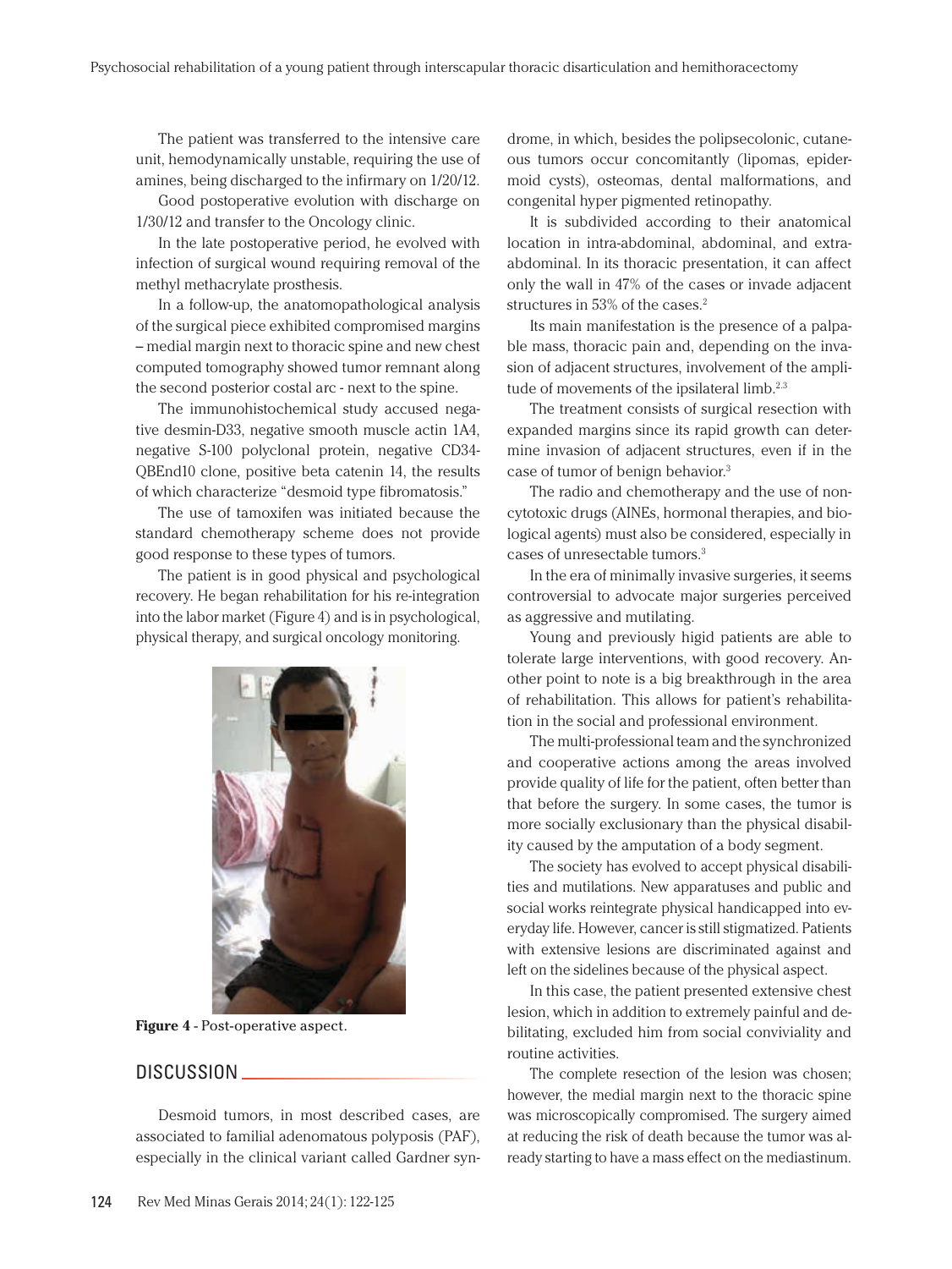The patient was transferred to the intensive care unit, hemodynamically unstable, requiring the use of amines, being discharged to the infirmary on 1/20/12.

Good postoperative evolution with discharge on 1/30/12 and transfer to the Oncology clinic.

In the late postoperative period, he evolved with infection of surgical wound requiring removal of the methyl methacrylate prosthesis.

In a follow-up, the anatomopathological analysis of the surgical piece exhibited compromised margins – medial margin next to thoracic spine and new chest computed tomography showed tumor remnant along the second posterior costal arc - next to the spine.

The immunohistochemical study accused negative desmin-D33, negative smooth muscle actin 1A4, negative S-100 polyclonal protein, negative CD34-QBEnd10 clone, positive beta catenin 14, the results of which characterize "desmoid type fibromatosis."

The use of tamoxifen was initiated because the standard chemotherapy scheme does not provide good response to these types of tumors.

The patient is in good physical and psychological recovery. He began rehabilitation for his re-integration into the labor market (Figure 4) and is in psychological, physical therapy, and surgical oncology monitoring.

**Figure 4** - Post-operative aspect.

## DISCUSSION

Desmoid tumors, in most described cases, are associated to familial adenomatous polyposis (PAF), especially in the clinical variant called Gardner syndrome, in which, besides the polipsecolonic, cutaneous tumors occur concomitantly (lipomas, epidermoid cysts), osteomas, dental malformations, and congenital hyper pigmented retinopathy.

It is subdivided according to their anatomical location in intra-abdominal, abdominal, and extra-abdominal. In its thoracic presentation, it can affect only the wall in 47% of the cases or invade adjacent structures in 53% of the cases.[2]

Its main manifestation is the presence of a palpable mass, thoracic pain and, depending on the invasion of adjacent structures, involvement of the amplitude of movements of the ipsilateral limb.[2,3]

The treatment consists of surgical resection with expanded margins since its rapid growth can determine invasion of adjacent structures, even if in the case of tumor of benign behavior.[3]

The radio and chemotherapy and the use of non-cytotoxic drugs (AINEs, hormonal therapies, and biological agents) must also be considered, especially in cases of unresectable tumors.[3]

In the era of minimally invasive surgeries, it seems controversial to advocate major surgeries perceived as aggressive and mutilating.

Young and previously higid patients are able to tolerate large interventions, with good recovery. Another point to note is a big breakthrough in the area of rehabilitation. This allows for patient's rehabilitation in the social and professional environment.

The multi-professional team and the synchronized and cooperative actions among the areas involved provide quality of life for the patient, often better than that before the surgery. In some cases, the tumor is more socially exclusionary than the physical disability caused by the amputation of a body segment.

The society has evolved to accept physical disabilities and mutilations. New apparatuses and public and social works reintegrate physical handicapped into everyday life. However, cancer is still stigmatized. Patients with extensive lesions are discriminated against and left on the sidelines because of the physical aspect.

In this case, the patient presented extensive chest lesion, which in addition to extremely painful and debilitating, excluded him from social conviviality and routine activities.

The complete resection of the lesion was chosen; however, the medial margin next to the thoracic spine was microscopically compromised. The surgery aimed at reducing the risk of death because the tumor was already starting to have a mass effect on the mediastinum.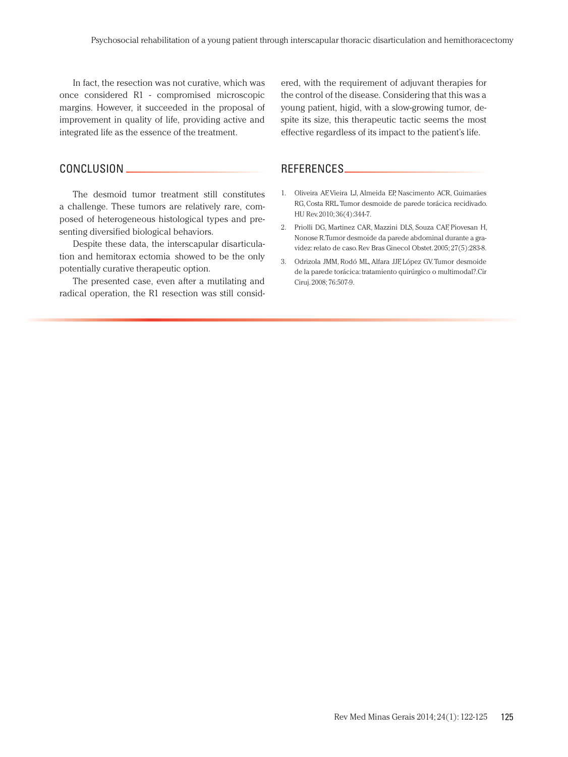In fact, the resection was not curative, which was once considered R1 - compromised microscopic margins. However, it succeeded in the proposal of improvement in quality of life, providing active and integrated life as the essence of the treatment.

## CONCLUSION

The desmoid tumor treatment still constitutes a challenge. These tumors are relatively rare, composed of heterogeneous histological types and presenting diversified biological behaviors.

Despite these data, the interscapular disarticulation and hemitorax ectomia showed to be the only potentially curative therapeutic option.

The presented case, even after a mutilating and radical operation, the R1 resection was still considered, with the requirement of adjuvant therapies for the control of the disease. Considering that this was a young patient, higid, with a slow-growing tumor, despite its size, this therapeutic tactic seems the most effective regardless of its impact to the patient's life.

## REFERENCES

1. Oliveira AF, Vieira LJ, Almeida EP, Nascimento ACR, Guimarães RG, Costa RRL. Tumor desmoide de parede torácica recidivado. HU Rev. 2010; 36(4):344-7.
2. Priolli DG, Martinez CAR, Mazzini DLS, Souza CAF, Piovesan H, Nonose R. Tumor desmoide da parede abdominal durante a gravidez: relato de caso. Rev Bras Ginecol Obstet. 2005; 27(5):283-8.
3. Odrizola JMM, Rodó ML, Alfara JJF, López GV. Tumor desmoide de la parede torácica: tratamiento quirúrgico o multimodal?. Cir Ciruj. 2008; 76:507-9.